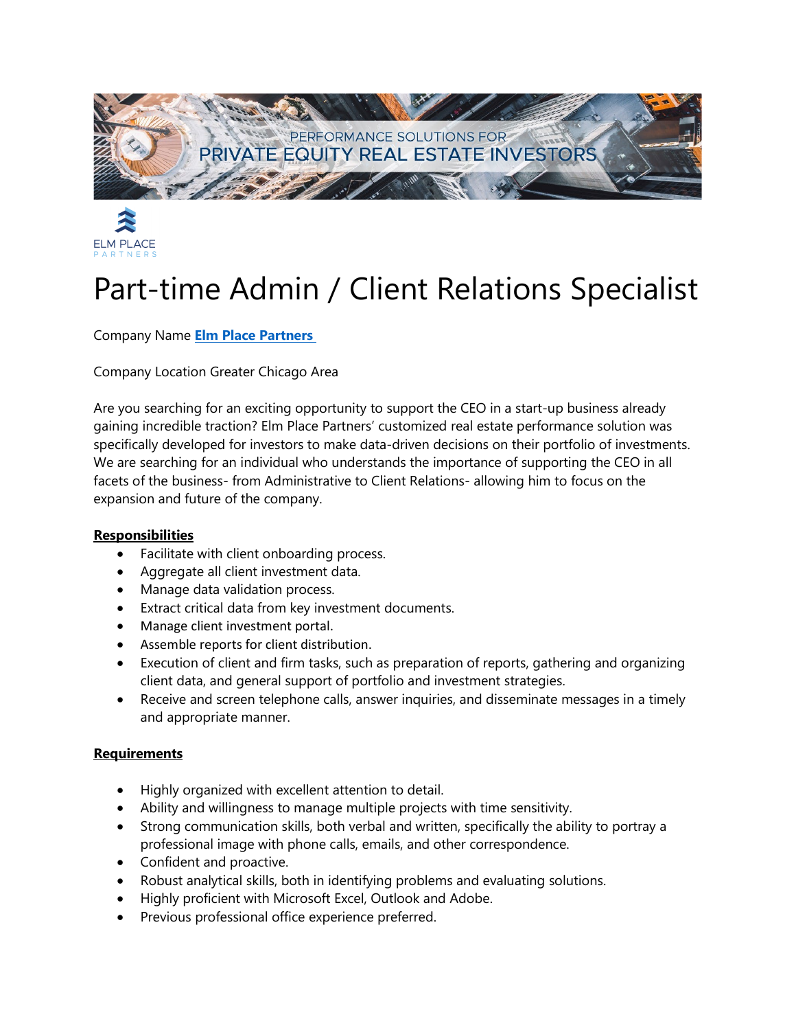PERFORMANCE SOLUTIONS FOR
PRIVATE EQUITY REAL ESTATE INVESTORS

ELM PLACE
PARTNERS

# Part-time Admin / Client Relations Specialist

Company Name **Elm Place Partners**

Company Location Greater Chicago Area

Are you searching for an exciting opportunity to support the CEO in a start-up business already gaining incredible traction? Elm Place Partners' customized real estate performance solution was specifically developed for investors to make data-driven decisions on their portfolio of investments. We are searching for an individual who understands the importance of supporting the CEO in all facets of the business- from Administrative to Client Relations- allowing him to focus on the expansion and future of the company.

**Responsibilities**

- Facilitate with client onboarding process.
- Aggregate all client investment data.
- Manage data validation process.
- Extract critical data from key investment documents.
- Manage client investment portal.
- Assemble reports for client distribution.
- Execution of client and firm tasks, such as preparation of reports, gathering and organizing client data, and general support of portfolio and investment strategies.
- Receive and screen telephone calls, answer inquiries, and disseminate messages in a timely and appropriate manner.

**Requirements**

- Highly organized with excellent attention to detail.
- Ability and willingness to manage multiple projects with time sensitivity.
- Strong communication skills, both verbal and written, specifically the ability to portray a professional image with phone calls, emails, and other correspondence.
- Confident and proactive.
- Robust analytical skills, both in identifying problems and evaluating solutions.
- Highly proficient with Microsoft Excel, Outlook and Adobe.
- Previous professional office experience preferred.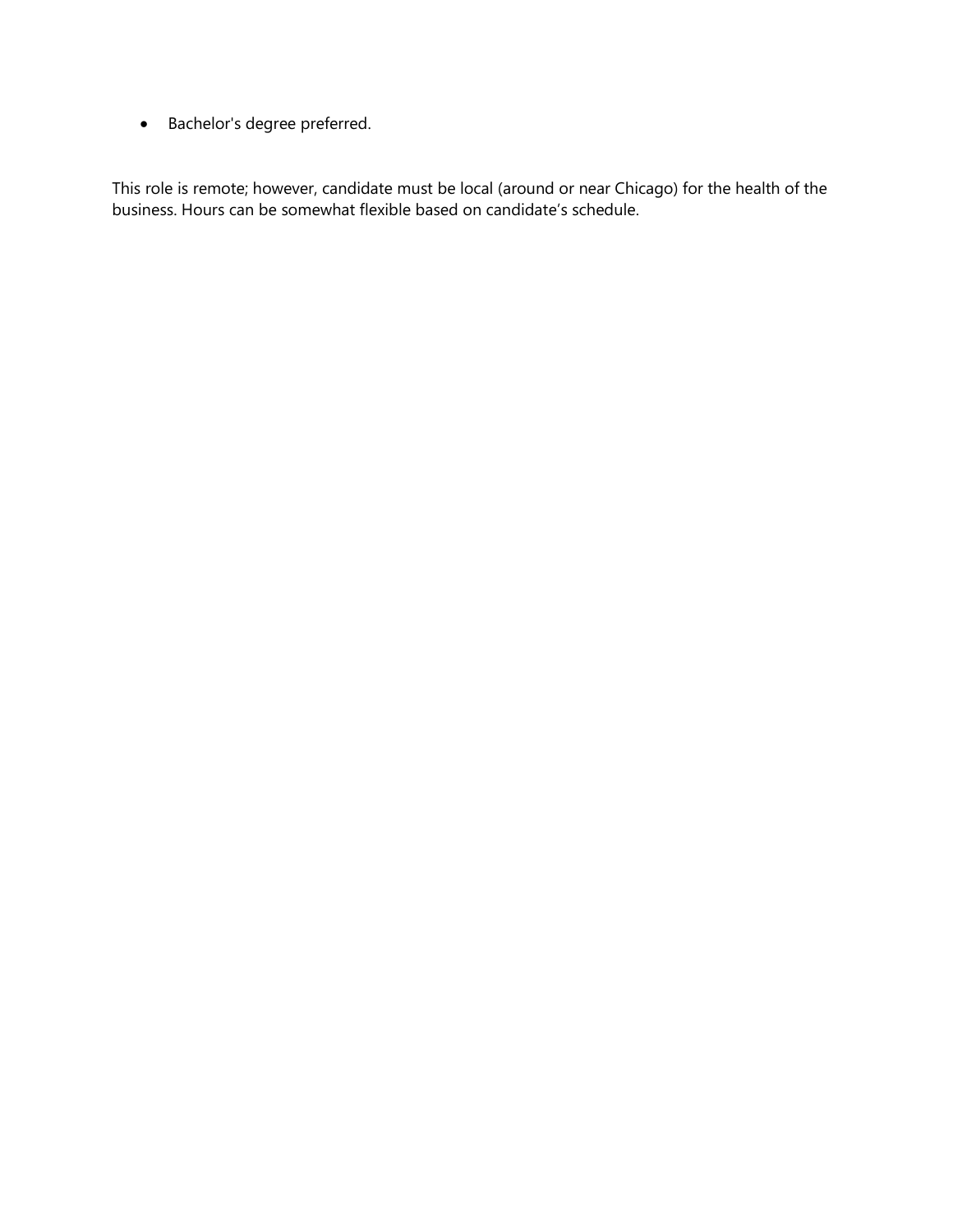- Bachelor's degree preferred.

This role is remote; however, candidate must be local (around or near Chicago) for the health of the business. Hours can be somewhat flexible based on candidate's schedule.